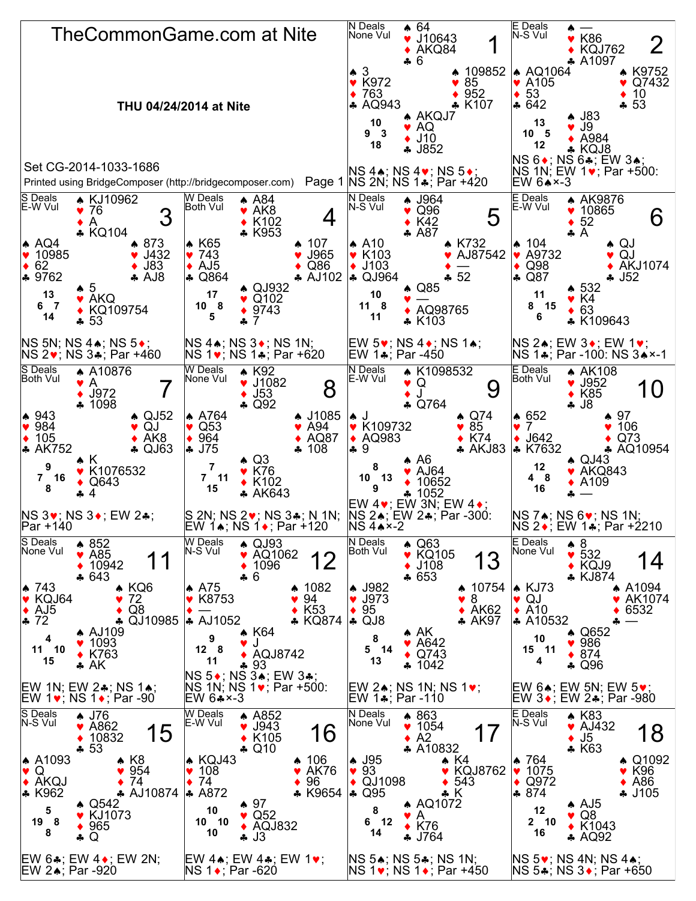# TheCommonGame.com at Nite

**THU 04/24/2014 at Nite**

Set CG-2014-1033-1686

Printed using BridgeComposer (http://bridgecomposer.com)

---

## Board 1

N Deals, None Vul

- **North:** ♠ 64 ♥ J10643 ♦ AKQ84 ♣ 6
- **West:** ♠ 3 ♥ K972 ♦ 763 ♣ AQ943
- **East:** ♠ 109852 ♥ 85 ♦ 952 ♣ K107
- **South:** ♠ AKQJ7 ♥ AQ ♦ J10 ♣ J852

HCP: N 10, W 9, E 3, S 18

NS 4♠; NS 4♥; NS 5♦; NS 2N; NS 1♣; Par +420

## Board 2

E Deals, N-S Vul

- **North:** ♠ — ♥ K86 ♦ KQJ762 ♣ A1097
- **West:** ♠ AQ1064 ♥ A105 ♦ 53 ♣ 642
- **East:** ♠ K9752 ♥ Q7432 ♦ 10 ♣ 53
- **South:** ♠ J83 ♥ J9 ♦ A984 ♣ KQJ8

HCP: N 13, W 10, E 5, S 12

NS 6♦; NS 6♣; EW 3♠; NS 1N; EW 1♥; Par +500: EW 6♠×-3

## Board 3

S Deals, E-W Vul

- **North:** ♠ KJ10962 ♥ 76 ♦ A ♣ KQ104
- **West:** ♠ AQ4 ♥ 10985 ♦ 62 ♣ 9762
- **East:** ♠ 873 ♥ J432 ♦ J83 ♣ AJ8
- **South:** ♠ 5 ♥ AKQ ♦ KQ109754 ♣ 53

HCP: N 13, W 6, E 7, S 14

NS 5N; NS 4♠; NS 5♦; NS 2♥; NS 3♣; Par +460

## Board 4

W Deals, Both Vul

- **North:** ♠ A84 ♥ AK8 ♦ K102 ♣ K953
- **West:** ♠ K65 ♥ 743 ♦ AJ5 ♣ Q864
- **East:** ♠ 107 ♥ J965 ♦ Q86 ♣ AJ102
- **South:** ♠ QJ932 ♥ Q102 ♦ 9743 ♣ 7

HCP: N 17, W 10, E 8, S 5

NS 4♠; NS 3♦; NS 1N; NS 1♥; NS 1♣; Par +620

## Board 5

N Deals, N-S Vul

- **North:** ♠ J964 ♥ Q96 ♦ K42 ♣ A87
- **West:** ♠ A10 ♥ K103 ♦ J103 ♣ QJ964
- **East:** ♠ K732 ♥ AJ87542 ♦ — ♣ 52
- **South:** ♠ Q85 ♥ — ♦ AQ98765 ♣ K103

HCP: N 10, W 11, E 8, S 11

EW 5♥; NS 4♦; NS 1♠; EW 1♣; Par -450

## Board 6

E Deals, E-W Vul

- **North:** ♠ AK9876 ♥ 10865 ♦ 52 ♣ A
- **West:** ♠ 104 ♥ A9732 ♦ Q98 ♣ Q87
- **East:** ♠ QJ ♥ QJ ♦ AKJ1074 ♣ J52
- **South:** ♠ 532 ♥ K4 ♦ 63 ♣ K109643

HCP: N 11, W 8, E 15, S 6

NS 2♠; EW 3♦; EW 1♥; NS 1♣; Par -100: NS 3♠×-1

## Board 7

S Deals, Both Vul

- **North:** ♠ A10876 ♥ A ♦ J972 ♣ 1098
- **West:** ♠ 943 ♥ 984 ♦ 105 ♣ AK752
- **East:** ♠ QJ52 ♥ QJ ♦ AK8 ♣ QJ63
- **South:** ♠ K ♥ K1076532 ♦ Q643 ♣ 4

HCP: N 9, W 7, E 16, S 8

NS 3♥; NS 3♦; EW 2♣; Par +140

## Board 8

W Deals, None Vul

- **North:** ♠ K92 ♥ J1082 ♦ J53 ♣ Q92
- **West:** ♠ A764 ♥ Q53 ♦ 964 ♣ J75
- **East:** ♠ J1085 ♥ A94 ♦ AQ87 ♣ 108
- **South:** ♠ Q3 ♥ K76 ♦ K102 ♣ AK643

HCP: N 7, W 7, E 11, S 15

S 2N; NS 2♥; NS 3♣; N 1N; EW 1♠; NS 1♦; Par +120

## Board 9

N Deals, E-W Vul

- **North:** ♠ K1098532 ♥ Q ♦ J ♣ Q764
- **West:** ♠ J ♥ K109732 ♦ AQ983 ♣ 9
- **East:** ♠ Q74 ♥ 85 ♦ K74 ♣ AKJ83
- **South:** ♠ A6 ♥ AJ64 ♦ 10652 ♣ 1052

HCP: N 8, W 10, E 13, S 9

EW 4♥; EW 3N; EW 4♦; NS 2♠; EW 2♣; Par -300: NS 4♠×-2

## Board 10

E Deals, Both Vul

- **North:** ♠ AK108 ♥ J952 ♦ K85 ♣ J8
- **West:** ♠ 652 ♥ 7 ♦ J642 ♣ K7632
- **East:** ♠ 97 ♥ 106 ♦ Q73 ♣ AQ10954
- **South:** ♠ QJ43 ♥ AKQ843 ♦ A109 ♣ —

HCP: N 12, W 4, E 8, S 16

NS 7♠; NS 6♥; NS 1N; NS 2♦; EW 1♣; Par +2210

## Board 11

S Deals, None Vul

- **North:** ♠ 852 ♥ A85 ♦ 10942 ♣ 643
- **West:** ♠ 743 ♥ KQJ64 ♦ AJ5 ♣ 72
- **East:** ♠ KQ6 ♥ 72 ♦ Q8 ♣ QJ10985
- **South:** ♠ AJ109 ♥ 1093 ♦ K763 ♣ AK

HCP: N 4, W 11, E 10, S 15

EW 1N; EW 2♣; NS 1♠; EW 1♥; NS 1♦; Par -90

## Board 12

W Deals, N-S Vul

- **North:** ♠ QJ93 ♥ AQ1062 ♦ 1096 ♣ 6
- **West:** ♠ A75 ♥ K8753 ♦ — ♣ AJ1052
- **East:** ♠ 1082 ♥ 94 ♦ K53 ♣ KQ874
- **South:** ♠ K64 ♥ J ♦ AQJ8742 ♣ 93

HCP: N 9, W 12, E 8, S 11

NS 5♦; NS 3♠; EW 3♣; NS 1N; NS 1♥; Par +500: EW 6♣×-3

## Board 13

N Deals, Both Vul

- **North:** ♠ Q63 ♥ KQ105 ♦ J108 ♣ 653
- **West:** ♠ J982 ♥ J973 ♦ 95 ♣ QJ8
- **East:** ♠ 10754 ♥ 8 ♦ AK62 ♣ AK97
- **South:** ♠ AK ♥ A642 ♦ Q743 ♣ 1042

HCP: N 8, W 5, E 14, S 13

EW 2♠; NS 1N; NS 1♥; EW 1♣; Par -110

## Board 14

E Deals, None Vul

- **North:** ♠ 8 ♥ 532 ♦ KQJ9 ♣ KJ874
- **West:** ♠ KJ73 ♥ QJ ♦ A10 ♣ A10532
- **East:** ♠ A1094 ♥ AK1074 ♦ 6532 ♣ —
- **South:** ♠ Q652 ♥ 986 ♦ 874 ♣ Q96

HCP: N 10, W 15, E 11, S 4

EW 6♠; EW 5N; EW 5♥; EW 3♦; EW 2♣; Par -980

## Board 15

S Deals, N-S Vul

- **North:** ♠ J76 ♥ A862 ♦ 10832 ♣ 53
- **West:** ♠ A1093 ♥ Q ♦ AKQJ ♣ K962
- **East:** ♠ K8 ♥ 954 ♦ 74 ♣ AJ10874
- **South:** ♠ Q542 ♥ KJ1073 ♦ 965 ♣ Q

HCP: N 5, W 19, E 8, S 8

EW 6♣; EW 4♦; EW 2N; EW 2♠; Par -920

## Board 16

W Deals, E-W Vul

- **North:** ♠ A852 ♥ J943 ♦ K105 ♣ Q10
- **West:** ♠ KQJ43 ♥ 108 ♦ 74 ♣ A872
- **East:** ♠ 106 ♥ AK76 ♦ 96 ♣ K9654
- **South:** ♠ 97 ♥ Q52 ♦ AQJ832 ♣ J3

HCP: N 10, W 10, E 10, S 10

EW 4♠; EW 4♣; EW 1♥; NS 1♦; Par -620

## Board 17

N Deals, None Vul

- **North:** ♠ 863 ♥ 1054 ♦ A2 ♣ A10832
- **West:** ♠ J95 ♥ 93 ♦ QJ1098 ♣ Q95
- **East:** ♠ K4 ♥ KQJ8762 ♦ 543 ♣ K
- **South:** ♠ AQ1072 ♥ A ♦ K76 ♣ J764

HCP: N 8, W 6, E 12, S 14

NS 5♠; NS 5♣; NS 1N; NS 1♥; NS 1♦; Par +450

## Board 18

E Deals, N-S Vul

- **North:** ♠ K83 ♥ AJ432 ♦ J5 ♣ K63
- **West:** ♠ 764 ♥ 1075 ♦ Q972 ♣ 874
- **East:** ♠ Q1092 ♥ K96 ♦ A86 ♣ J105
- **South:** ♠ AJ5 ♥ Q8 ♦ K1043 ♣ AQ92

HCP: N 12, W 2, E 10, S 16

NS 5♥; NS 4N; NS 4♠; NS 5♣; NS 3♦; Par +650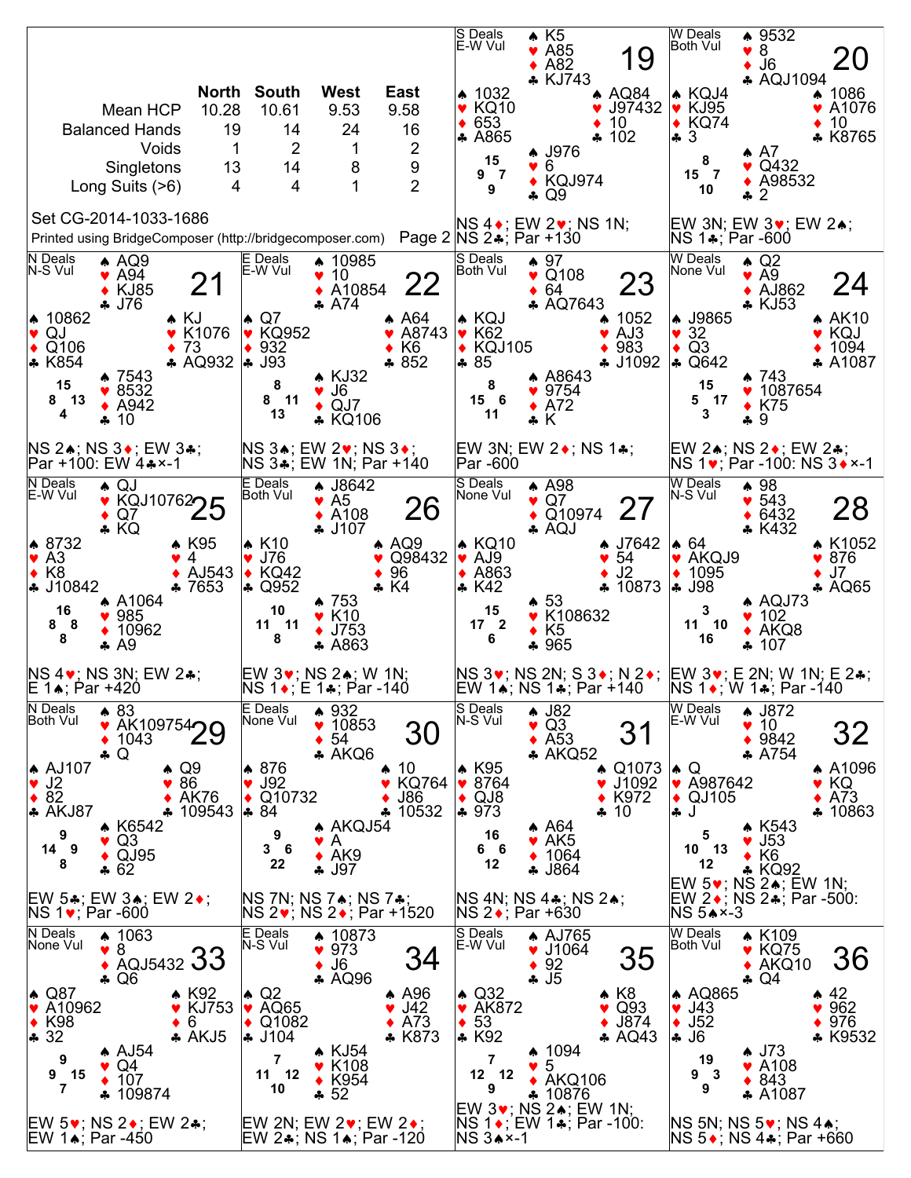| | North | South | West | East |
|---|---|---|---|---|
| Mean HCP | 10.28 | 10.61 | 9.53 | 9.58 |
| Balanced Hands | 19 | 14 | 24 | 16 |
| Voids | 1 | 2 | 1 | 2 |
| Singletons | 13 | 14 | 8 | 9 |
| Long Suits (>6) | 4 | 4 | 1 | 2 |

Set CG-2014-1033-1686

Printed using BridgeComposer (http://bridgecomposer.com)

## Board 19
S Deals, E-W Vul

North: ♠ K5 ♥ A85 ♦ A82 ♣ KJ743

West: ♠ 1032 ♥ KQ10 ♦ 653 ♣ A865

East: ♠ AQ84 ♥ J97432 ♦ 10 ♣ 102

South: ♠ J976 ♥ 6 ♦ KQJ974 ♣ Q9

HCP: N 15, W 9, E 7, S 9

NS 4♦; EW 2♥; NS 1N; NS 2♣; Par +130

## Board 20
W Deals, Both Vul

North: ♠ 9532 ♥ 8 ♦ J6 ♣ AQJ1094

West: ♠ KQJ4 ♥ KJ95 ♦ KQ74 ♣ 3

East: ♠ 1086 ♥ A1076 ♦ 10 ♣ K8765

South: ♠ A7 ♥ Q432 ♦ A98532 ♣ 2

HCP: N 8, W 15, E 7, S 10

EW 3N; EW 3♥; EW 2♠; NS 1♣; Par -600

## Board 21
N Deals, N-S Vul

North: ♠ AQ9 ♥ A94 ♦ KJ85 ♣ J76

West: ♠ 10862 ♥ QJ ♦ Q106 ♣ K854

East: ♠ KJ ♥ K1076 ♦ 73 ♣ AQ932

South: ♠ 7543 ♥ 8532 ♦ A942 ♣ 10

HCP: N 15, W 8, E 13, S 4

NS 2♠; NS 3♦; EW 3♣; Par +100: EW 4♣×-1

## Board 22
E Deals, E-W Vul

North: ♠ 10985 ♥ 10 ♦ A10854 ♣ A74

West: ♠ Q7 ♥ KQ952 ♦ 932 ♣ J93

East: ♠ A64 ♥ A8743 ♦ K6 ♣ 852

South: ♠ KJ32 ♥ J6 ♦ QJ7 ♣ KQ106

HCP: N 8, W 8, E 11, S 13

NS 3♠; EW 2♥; NS 3♦; NS 3♣; EW 1N; Par +140

## Board 23
S Deals, Both Vul

North: ♠ 97 ♥ Q108 ♦ 64 ♣ AQ7643

West: ♠ KQJ ♥ K62 ♦ KQJ105 ♣ 85

East: ♠ 1052 ♥ AJ3 ♦ 983 ♣ J1092

South: ♠ A8643 ♥ 9754 ♦ A72 ♣ K

HCP: N 8, W 15, E 6, S 11

EW 3N; EW 2♦; NS 1♣; Par -600

## Board 24
W Deals, None Vul

North: ♠ Q2 ♥ A9 ♦ AJ862 ♣ KJ53

West: ♠ J9865 ♥ 32 ♦ Q3 ♣ Q642

East: ♠ AK10 ♥ KQJ ♦ 1094 ♣ A1087

South: ♠ 743 ♥ 1087654 ♦ K75 ♣ 9

HCP: N 15, W 5, E 17, S 3

EW 2♠; NS 2♦; EW 2♣; NS 1♥; Par -100: NS 3♦×-1

## Board 25
N Deals, E-W Vul

North: ♠ QJ ♥ KQJ10762 ♦ Q7 ♣ KQ

West: ♠ 8732 ♥ A3 ♦ K8 ♣ J10842

East: ♠ K95 ♥ 4 ♦ AJ543 ♣ 7653

South: ♠ A1064 ♥ 985 ♦ 10962 ♣ A9

HCP: N 16, W 8, E 8, S 8

NS 4♥; NS 3N; EW 2♣; E 1♠; Par +420

## Board 26
E Deals, Both Vul

North: ♠ J8642 ♥ A5 ♦ A108 ♣ J107

West: ♠ K10 ♥ J76 ♦ KQ42 ♣ Q952

East: ♠ AQ9 ♥ Q98432 ♦ 96 ♣ K4

South: ♠ 753 ♥ K10 ♦ J753 ♣ A863

HCP: N 10, W 11, E 11, S 8

EW 3♥; NS 2♠; W 1N; NS 1♦; E 1♣; Par -140

## Board 27
S Deals, None Vul

North: ♠ A98 ♥ Q7 ♦ Q10974 ♣ AQJ

West: ♠ KQ10 ♥ AJ9 ♦ A863 ♣ K42

East: ♠ J7642 ♥ 54 ♦ J2 ♣ 10873

South: ♠ 53 ♥ K108632 ♦ K5 ♣ 965

HCP: N 15, W 17, E 2, S 6

NS 3♥; NS 2N; S 3♦; N 2♦; EW 1♠; NS 1♣; Par +140

## Board 28
W Deals, N-S Vul

North: ♠ 98 ♥ 543 ♦ 6432 ♣ K432

West: ♠ 64 ♥ AKQJ9 ♦ 1095 ♣ J98

East: ♠ K1052 ♥ 876 ♦ J7 ♣ AQ65

South: ♠ AQJ73 ♥ 102 ♦ AKQ8 ♣ 107

HCP: N 3, W 11, E 10, S 16

EW 3♥; E 2N; W 1N; E 2♣; NS 1♦; W 1♠; Par -140

## Board 29
N Deals, Both Vul

North: ♠ 83 ♥ AK109754 ♦ 1043 ♣ Q

West: ♠ AJ107 ♥ J2 ♦ 82 ♣ AKJ87

East: ♠ Q9 ♥ 86 ♦ AK76 ♣ 109543

South: ♠ K6542 ♥ Q3 ♦ QJ95 ♣ 62

HCP: N 9, W 14, E 9, S 8

EW 5♣; EW 3♠; EW 2♦; NS 1♥; Par -600

## Board 30
E Deals, None Vul

North: ♠ 932 ♥ 10853 ♦ 54 ♣ AKQ6

West: ♠ 876 ♥ J92 ♦ Q10732 ♣ 84

East: ♠ 10 ♥ KQ764 ♦ J86 ♣ 10532

South: ♠ AKQJ54 ♥ A ♦ AK9 ♣ J97

HCP: N 9, W 3, E 6, S 22

NS 7N; NS 7♠; NS 7♣; NS 2♥; NS 2♦; Par +1520

## Board 31
S Deals, N-S Vul

North: ♠ J82 ♥ Q3 ♦ A53 ♣ AKQ52

West: ♠ K95 ♥ 8764 ♦ QJ8 ♣ 973

East: ♠ Q1073 ♥ J1092 ♦ K972 ♣ 10

South: ♠ A64 ♥ AK5 ♦ 1064 ♣ J864

HCP: N 16, W 6, E 6, S 12

NS 4N; NS 4♣; NS 2♠; NS 2♦; Par +630

## Board 32
W Deals, E-W Vul

North: ♠ J872 ♥ 10 ♦ 9842 ♣ A754

West: ♠ Q ♥ A987642 ♦ QJ105 ♣ J

East: ♠ A1096 ♥ KQ ♦ A73 ♣ 10863

South: ♠ K543 ♥ J53 ♦ K6 ♣ KQ92

HCP: N 5, W 10, E 13, S 12

EW 5♥; NS 2♠; EW 1N; EW 2♦; NS 2♣; Par -500: NS 5♠×-3

## Board 33
N Deals, None Vul

North: ♠ 1063 ♥ 8 ♦ AQJ5432 ♣ Q6

West: ♠ Q87 ♥ A10962 ♦ K98 ♣ 32

East: ♠ K92 ♥ KJ753 ♦ 6 ♣ AKJ5

South: ♠ AJ54 ♥ Q4 ♦ 107 ♣ 109874

HCP: N 9, W 9, E 15, S 7

EW 5♥; NS 2♦; EW 2♣; EW 1♠; Par -450

## Board 34
E Deals, N-S Vul

North: ♠ 10873 ♥ 973 ♦ J6 ♣ AQ96

West: ♠ Q2 ♥ AQ65 ♦ Q1082 ♣ J104

East: ♠ A96 ♥ J42 ♦ A73 ♣ K873

South: ♠ KJ54 ♥ K108 ♦ K954 ♣ 52

HCP: N 7, W 11, E 12, S 10

EW 2N; EW 2♥; EW 2♦; EW 2♣; NS 1♠; Par -120

## Board 35
S Deals, E-W Vul

North: ♠ AJ765 ♥ J1064 ♦ 92 ♣ J5

West: ♠ Q32 ♥ AK872 ♦ 53 ♣ K92

East: ♠ K8 ♥ Q93 ♦ J874 ♣ AQ43

South: ♠ 1094 ♥ 5 ♦ AKQ106 ♣ 10876

HCP: N 7, W 12, E 12, S 9

EW 3♥; NS 2♠; EW 1N; NS 1♦; EW 1♣; Par -100: NS 3♠×-1

## Board 36
W Deals, Both Vul

North: ♠ K109 ♥ KQ75 ♦ AKQ10 ♣ Q4

West: ♠ AQ865 ♥ J43 ♦ J52 ♣ J6

East: ♠ 42 ♥ 962 ♦ 976 ♣ K9532

South: ♠ J73 ♥ A108 ♦ 843 ♣ A1087

HCP: N 19, W 9, E 3, S 9

NS 5N; NS 5♥; NS 4♠; NS 5♦; NS 4♣; Par +660